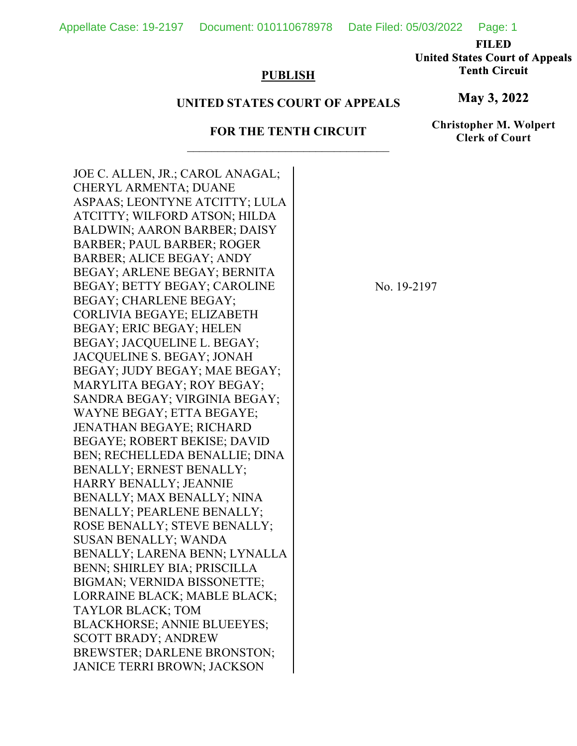**FILED**
**United States Court of Appeals**
**Tenth Circuit**

**May 3, 2022**

**Christopher M. Wolpert**
**Clerk of Court**

**PUBLISH**

**UNITED STATES COURT OF APPEALS**

**FOR THE TENTH CIRCUIT**

---

JOE C. ALLEN, JR.; CAROL ANAGAL; CHERYL ARMENTA; DUANE ASPAAS; LEONTYNE ATCITTY; LULA ATCITTY; WILFORD ATSON; HILDA BALDWIN; AARON BARBER; DAISY BARBER; PAUL BARBER; ROGER BARBER; ALICE BEGAY; ANDY BEGAY; ARLENE BEGAY; BERNITA BEGAY; BETTY BEGAY; CAROLINE BEGAY; CHARLENE BEGAY; CORLIVIA BEGAYE; ELIZABETH BEGAY; ERIC BEGAY; HELEN BEGAY; JACQUELINE L. BEGAY; JACQUELINE S. BEGAY; JONAH BEGAY; JUDY BEGAY; MAE BEGAY; MARYLITA BEGAY; ROY BEGAY; SANDRA BEGAY; VIRGINIA BEGAY; WAYNE BEGAY; ETTA BEGAYE; JENATHAN BEGAYE; RICHARD BEGAYE; ROBERT BEKISE; DAVID BEN; RECHELLEDA BENALLIE; DINA BENALLY; ERNEST BENALLY; HARRY BENALLY; JEANNIE BENALLY; MAX BENALLY; NINA BENALLY; PEARLENE BENALLY; ROSE BENALLY; STEVE BENALLY; SUSAN BENALLY; WANDA BENALLY; LARENA BENN; LYNALLA BENN; SHIRLEY BIA; PRISCILLA BIGMAN; VERNIDA BISSONETTE; LORRAINE BLACK; MABLE BLACK; TAYLOR BLACK; TOM BLACKHORSE; ANNIE BLUEEYES; SCOTT BRADY; ANDREW BREWSTER; DARLENE BRONSTON; JANICE TERRI BROWN; JACKSON

No. 19-2197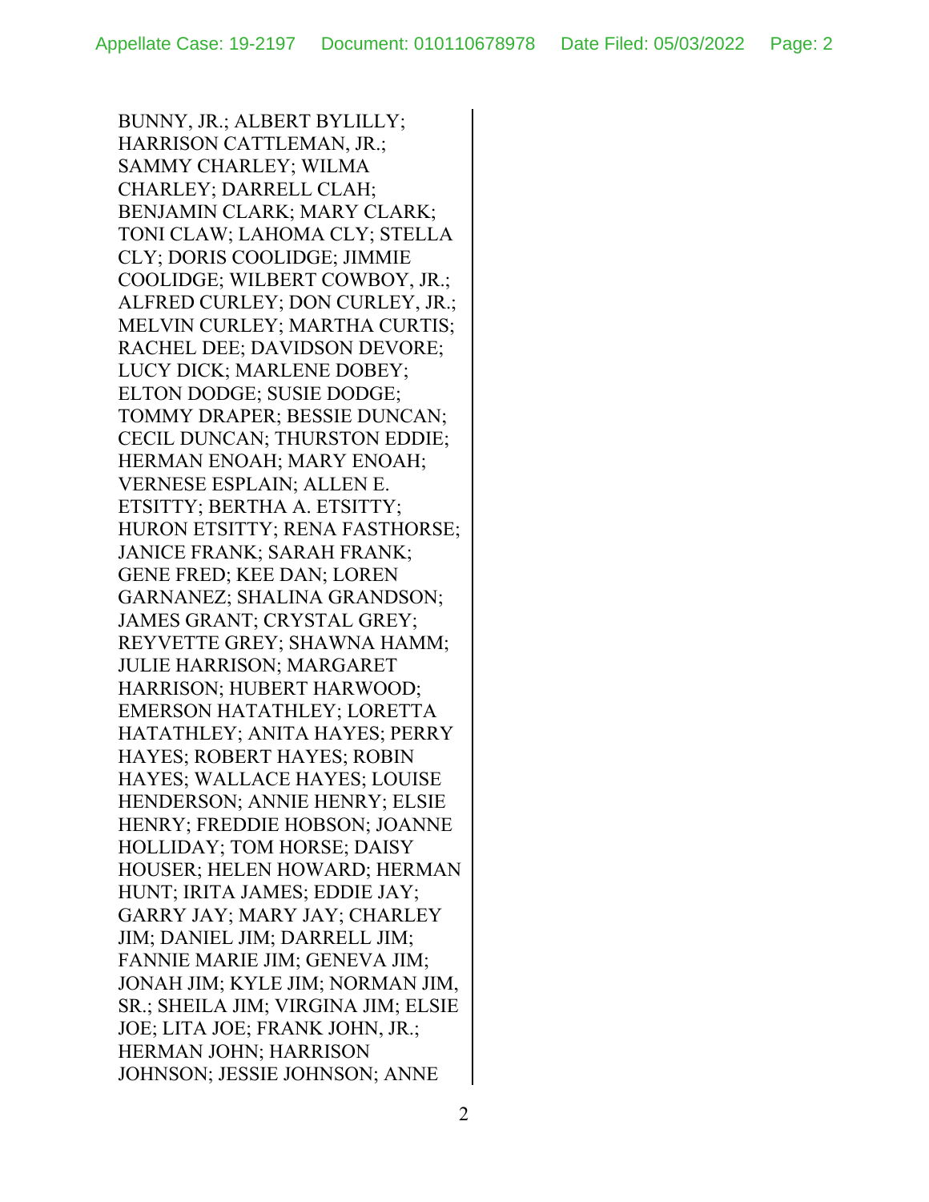BUNNY, JR.; ALBERT BYLILLY; HARRISON CATTLEMAN, JR.; SAMMY CHARLEY; WILMA CHARLEY; DARRELL CLAH; BENJAMIN CLARK; MARY CLARK; TONI CLAW; LAHOMA CLY; STELLA CLY; DORIS COOLIDGE; JIMMIE COOLIDGE; WILBERT COWBOY, JR.; ALFRED CURLEY; DON CURLEY, JR.; MELVIN CURLEY; MARTHA CURTIS; RACHEL DEE; DAVIDSON DEVORE; LUCY DICK; MARLENE DOBEY; ELTON DODGE; SUSIE DODGE; TOMMY DRAPER; BESSIE DUNCAN; CECIL DUNCAN; THURSTON EDDIE; HERMAN ENOAH; MARY ENOAH; VERNESE ESPLAIN; ALLEN E. ETSITTY; BERTHA A. ETSITTY; HURON ETSITTY; RENA FASTHORSE; JANICE FRANK; SARAH FRANK; GENE FRED; KEE DAN; LOREN GARNANEZ; SHALINA GRANDSON; JAMES GRANT; CRYSTAL GREY; REYVETTE GREY; SHAWNA HAMM; JULIE HARRISON; MARGARET HARRISON; HUBERT HARWOOD; EMERSON HATATHLEY; LORETTA HATATHLEY; ANITA HAYES; PERRY HAYES; ROBERT HAYES; ROBIN HAYES; WALLACE HAYES; LOUISE HENDERSON; ANNIE HENRY; ELSIE HENRY; FREDDIE HOBSON; JOANNE HOLLIDAY; TOM HORSE; DAISY HOUSER; HELEN HOWARD; HERMAN HUNT; IRITA JAMES; EDDIE JAY; GARRY JAY; MARY JAY; CHARLEY JIM; DANIEL JIM; DARRELL JIM; FANNIE MARIE JIM; GENEVA JIM; JONAH JIM; KYLE JIM; NORMAN JIM, SR.; SHEILA JIM; VIRGINA JIM; ELSIE JOE; LITA JOE; FRANK JOHN, JR.; HERMAN JOHN; HARRISON JOHNSON; JESSIE JOHNSON; ANNE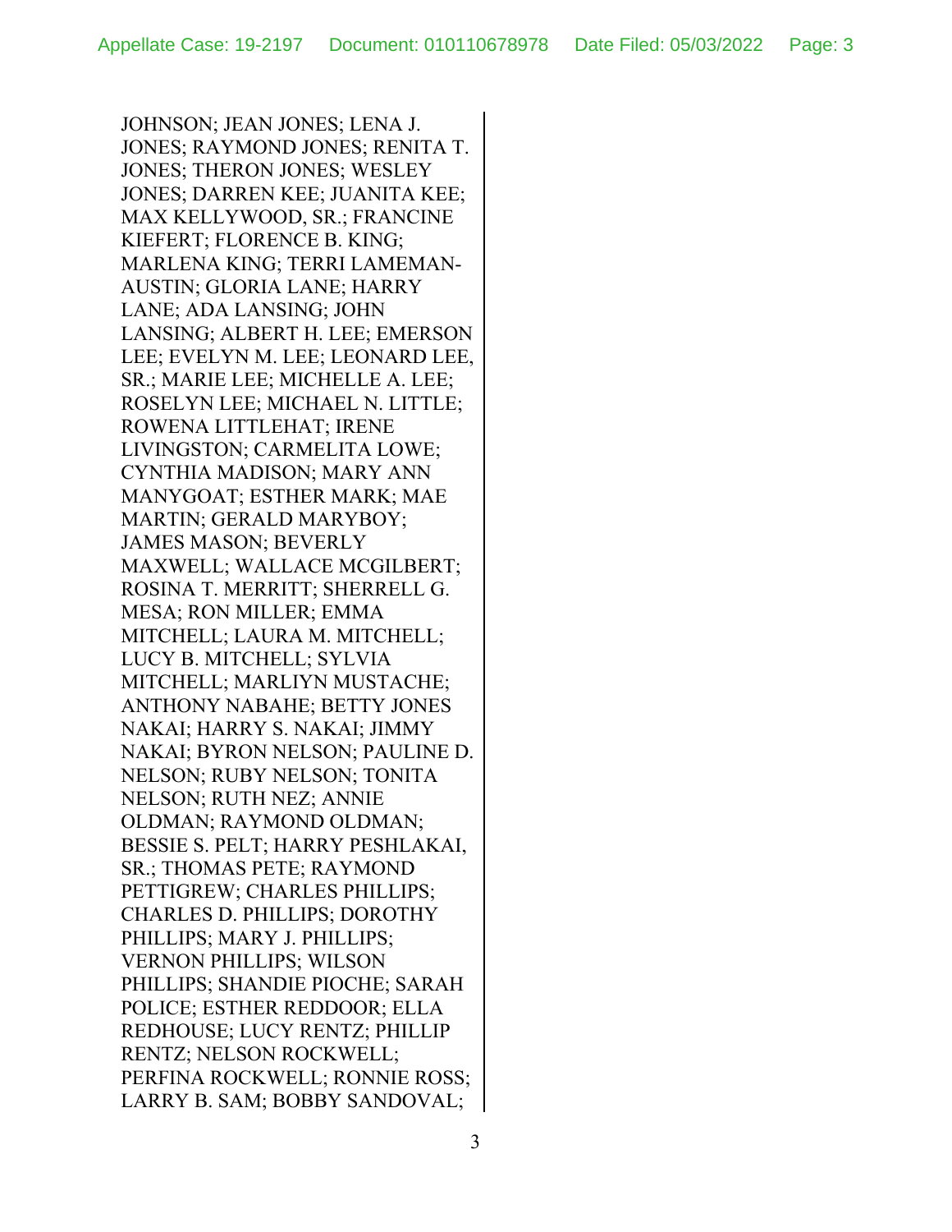JOHNSON; JEAN JONES; LENA J. JONES; RAYMOND JONES; RENITA T. JONES; THERON JONES; WESLEY JONES; DARREN KEE; JUANITA KEE; MAX KELLYWOOD, SR.; FRANCINE KIEFERT; FLORENCE B. KING; MARLENA KING; TERRI LAMEMAN-AUSTIN; GLORIA LANE; HARRY LANE; ADA LANSING; JOHN LANSING; ALBERT H. LEE; EMERSON LEE; EVELYN M. LEE; LEONARD LEE, SR.; MARIE LEE; MICHELLE A. LEE; ROSELYN LEE; MICHAEL N. LITTLE; ROWENA LITTLEHAT; IRENE LIVINGSTON; CARMELITA LOWE; CYNTHIA MADISON; MARY ANN MANYGOAT; ESTHER MARK; MAE MARTIN; GERALD MARYBOY; JAMES MASON; BEVERLY MAXWELL; WALLACE MCGILBERT; ROSINA T. MERRITT; SHERRELL G. MESA; RON MILLER; EMMA MITCHELL; LAURA M. MITCHELL; LUCY B. MITCHELL; SYLVIA MITCHELL; MARLIYN MUSTACHE; ANTHONY NABAHE; BETTY JONES NAKAI; HARRY S. NAKAI; JIMMY NAKAI; BYRON NELSON; PAULINE D. NELSON; RUBY NELSON; TONITA NELSON; RUTH NEZ; ANNIE OLDMAN; RAYMOND OLDMAN; BESSIE S. PELT; HARRY PESHLAKAI, SR.; THOMAS PETE; RAYMOND PETTIGREW; CHARLES PHILLIPS; CHARLES D. PHILLIPS; DOROTHY PHILLIPS; MARY J. PHILLIPS; VERNON PHILLIPS; WILSON PHILLIPS; SHANDIE PIOCHE; SARAH POLICE; ESTHER REDDOOR; ELLA REDHOUSE; LUCY RENTZ; PHILLIP RENTZ; NELSON ROCKWELL; PERFINA ROCKWELL; RONNIE ROSS; LARRY B. SAM; BOBBY SANDOVAL;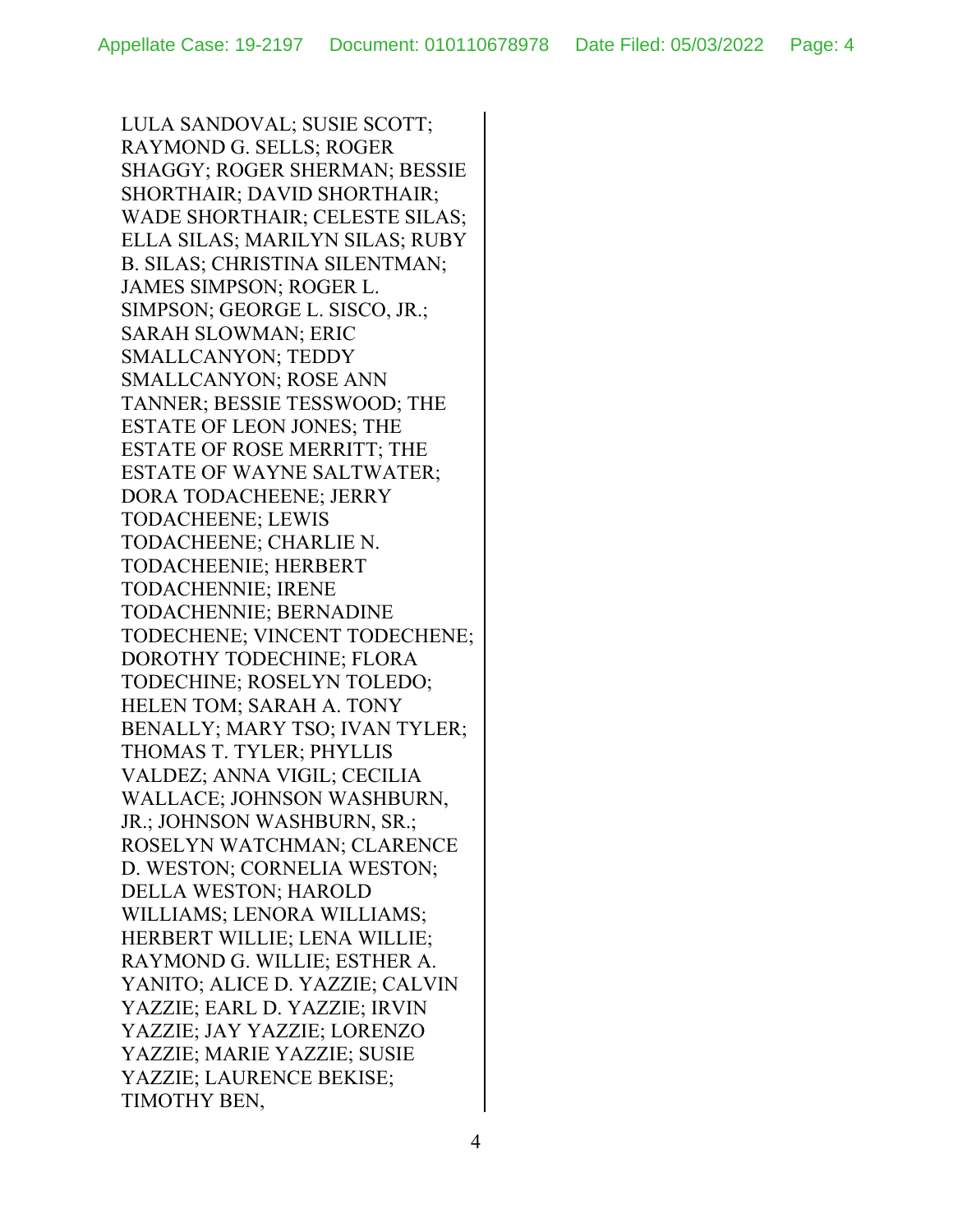LULA SANDOVAL; SUSIE SCOTT; RAYMOND G. SELLS; ROGER SHAGGY; ROGER SHERMAN; BESSIE SHORTHAIR; DAVID SHORTHAIR; WADE SHORTHAIR; CELESTE SILAS; ELLA SILAS; MARILYN SILAS; RUBY B. SILAS; CHRISTINA SILENTMAN; JAMES SIMPSON; ROGER L. SIMPSON; GEORGE L. SISCO, JR.; SARAH SLOWMAN; ERIC SMALLCANYON; TEDDY SMALLCANYON; ROSE ANN TANNER; BESSIE TESSWOOD; THE ESTATE OF LEON JONES; THE ESTATE OF ROSE MERRITT; THE ESTATE OF WAYNE SALTWATER; DORA TODACHEENE; JERRY TODACHEENE; LEWIS TODACHEENE; CHARLIE N. TODACHEENIE; HERBERT TODACHENNIE; IRENE TODACHENNIE; BERNADINE TODECHENE; VINCENT TODECHENE; DOROTHY TODECHINE; FLORA TODECHINE; ROSELYN TOLEDO; HELEN TOM; SARAH A. TONY BENALLY; MARY TSO; IVAN TYLER; THOMAS T. TYLER; PHYLLIS VALDEZ; ANNA VIGIL; CECILIA WALLACE; JOHNSON WASHBURN, JR.; JOHNSON WASHBURN, SR.; ROSELYN WATCHMAN; CLARENCE D. WESTON; CORNELIA WESTON; DELLA WESTON; HAROLD WILLIAMS; LENORA WILLIAMS; HERBERT WILLIE; LENA WILLIE; RAYMOND G. WILLIE; ESTHER A. YANITO; ALICE D. YAZZIE; CALVIN YAZZIE; EARL D. YAZZIE; IRVIN YAZZIE; JAY YAZZIE; LORENZO YAZZIE; MARIE YAZZIE; SUSIE YAZZIE; LAURENCE BEKISE; TIMOTHY BEN,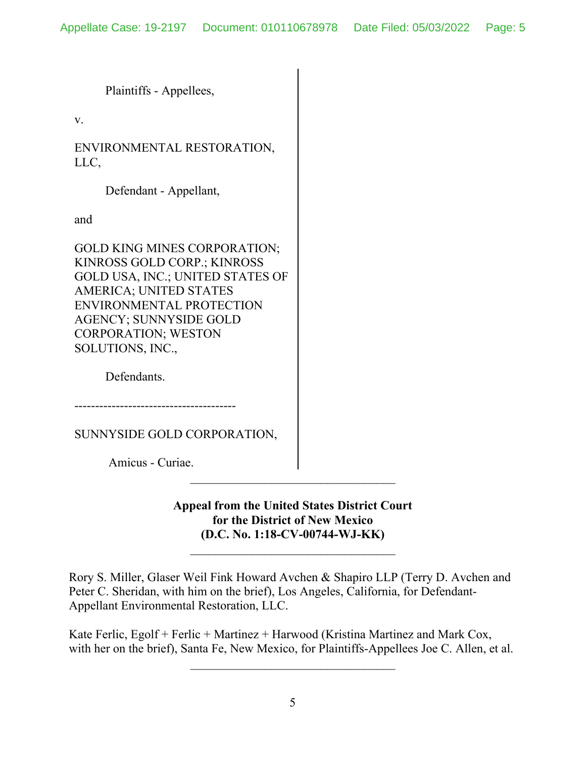Plaintiffs - Appellees,

v.

ENVIRONMENTAL RESTORATION, LLC,

Defendant - Appellant,

and

GOLD KING MINES CORPORATION; KINROSS GOLD CORP.; KINROSS GOLD USA, INC.; UNITED STATES OF AMERICA; UNITED STATES ENVIRONMENTAL PROTECTION AGENCY; SUNNYSIDE GOLD CORPORATION; WESTON SOLUTIONS, INC.,

Defendants.

---------------------------------------

SUNNYSIDE GOLD CORPORATION,

Amicus - Curiae.

---

**Appeal from the United States District Court for the District of New Mexico (D.C. No. 1:18-CV-00744-WJ-KK)**

---

Rory S. Miller, Glaser Weil Fink Howard Avchen & Shapiro LLP (Terry D. Avchen and Peter C. Sheridan, with him on the brief), Los Angeles, California, for Defendant-Appellant Environmental Restoration, LLC.

Kate Ferlic, Egolf + Ferlic + Martinez + Harwood (Kristina Martinez and Mark Cox, with her on the brief), Santa Fe, New Mexico, for Plaintiffs-Appellees Joe C. Allen, et al.

---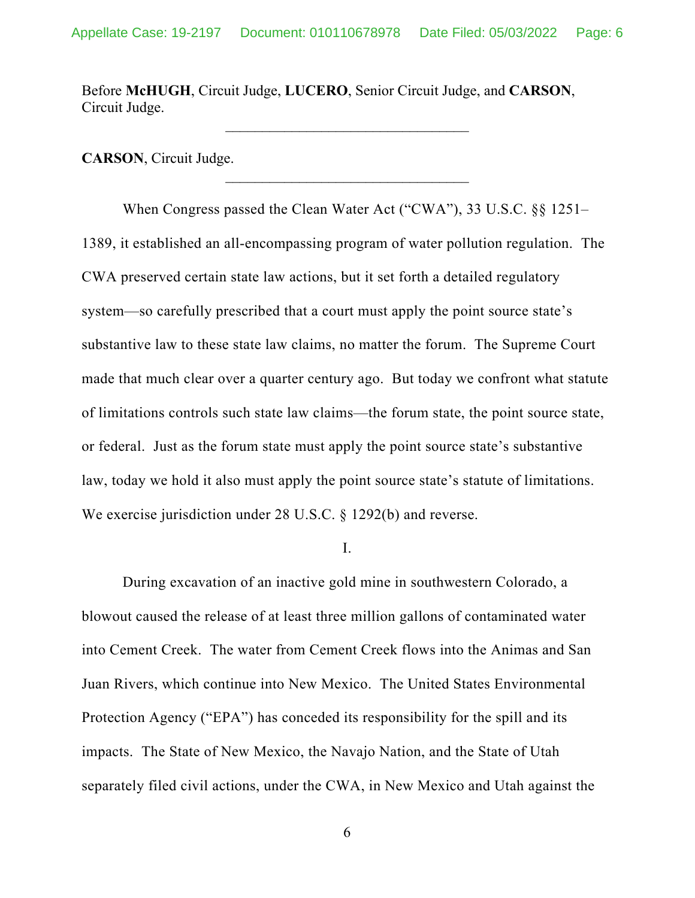Before **McHUGH**, Circuit Judge, **LUCERO**, Senior Circuit Judge, and **CARSON**, Circuit Judge.

---

**CARSON**, Circuit Judge.

---

When Congress passed the Clean Water Act ("CWA"), 33 U.S.C. §§ 1251–1389, it established an all-encompassing program of water pollution regulation. The CWA preserved certain state law actions, but it set forth a detailed regulatory system—so carefully prescribed that a court must apply the point source state's substantive law to these state law claims, no matter the forum. The Supreme Court made that much clear over a quarter century ago. But today we confront what statute of limitations controls such state law claims—the forum state, the point source state, or federal. Just as the forum state must apply the point source state's substantive law, today we hold it also must apply the point source state's statute of limitations. We exercise jurisdiction under 28 U.S.C. § 1292(b) and reverse.

I.

During excavation of an inactive gold mine in southwestern Colorado, a blowout caused the release of at least three million gallons of contaminated water into Cement Creek. The water from Cement Creek flows into the Animas and San Juan Rivers, which continue into New Mexico. The United States Environmental Protection Agency ("EPA") has conceded its responsibility for the spill and its impacts. The State of New Mexico, the Navajo Nation, and the State of Utah separately filed civil actions, under the CWA, in New Mexico and Utah against the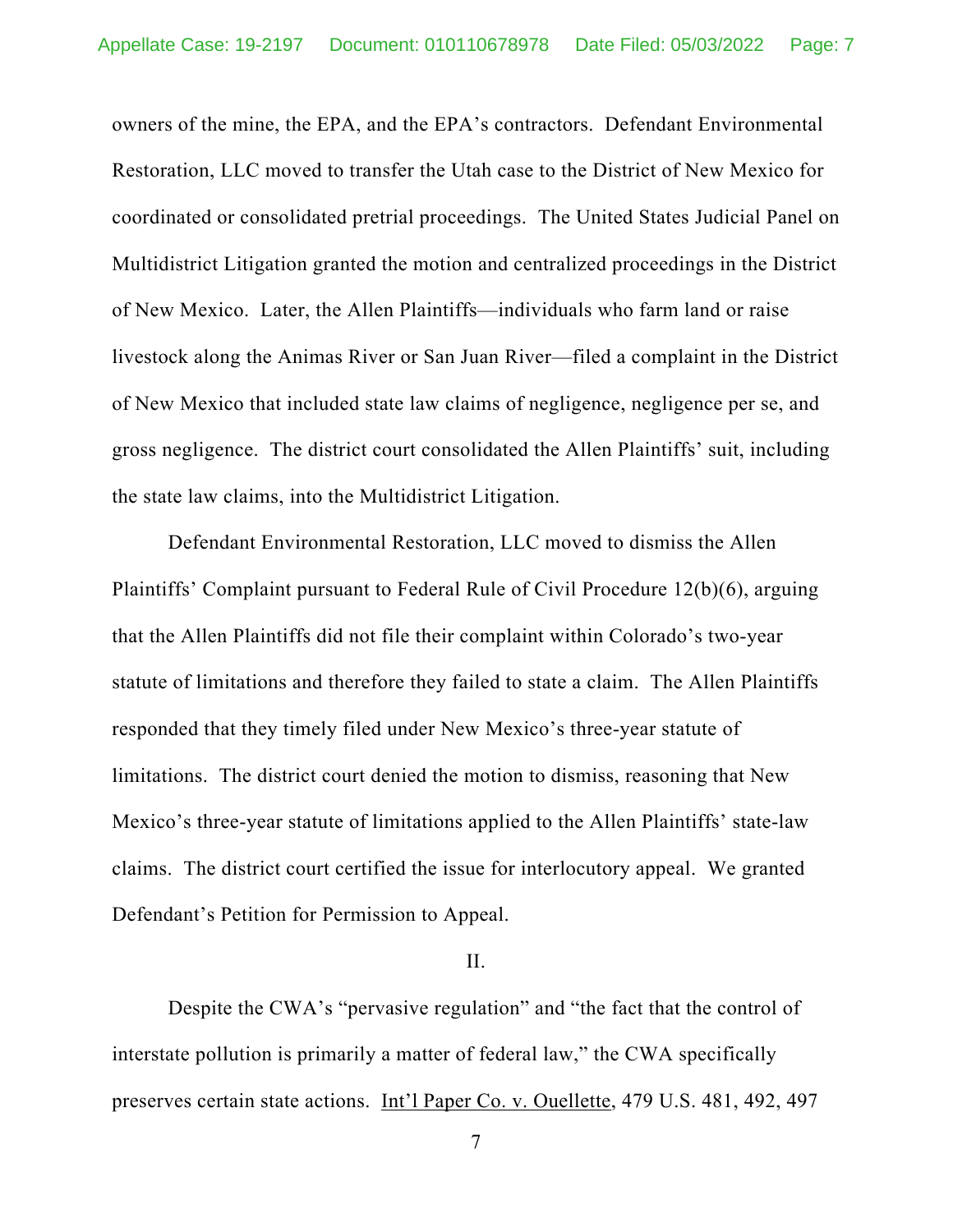owners of the mine, the EPA, and the EPA's contractors. Defendant Environmental Restoration, LLC moved to transfer the Utah case to the District of New Mexico for coordinated or consolidated pretrial proceedings. The United States Judicial Panel on Multidistrict Litigation granted the motion and centralized proceedings in the District of New Mexico. Later, the Allen Plaintiffs—individuals who farm land or raise livestock along the Animas River or San Juan River—filed a complaint in the District of New Mexico that included state law claims of negligence, negligence per se, and gross negligence. The district court consolidated the Allen Plaintiffs' suit, including the state law claims, into the Multidistrict Litigation.

Defendant Environmental Restoration, LLC moved to dismiss the Allen Plaintiffs' Complaint pursuant to Federal Rule of Civil Procedure 12(b)(6), arguing that the Allen Plaintiffs did not file their complaint within Colorado's two-year statute of limitations and therefore they failed to state a claim. The Allen Plaintiffs responded that they timely filed under New Mexico's three-year statute of limitations. The district court denied the motion to dismiss, reasoning that New Mexico's three-year statute of limitations applied to the Allen Plaintiffs' state-law claims. The district court certified the issue for interlocutory appeal. We granted Defendant's Petition for Permission to Appeal.

II.

Despite the CWA's "pervasive regulation" and "the fact that the control of interstate pollution is primarily a matter of federal law," the CWA specifically preserves certain state actions. Int'l Paper Co. v. Ouellette, 479 U.S. 481, 492, 497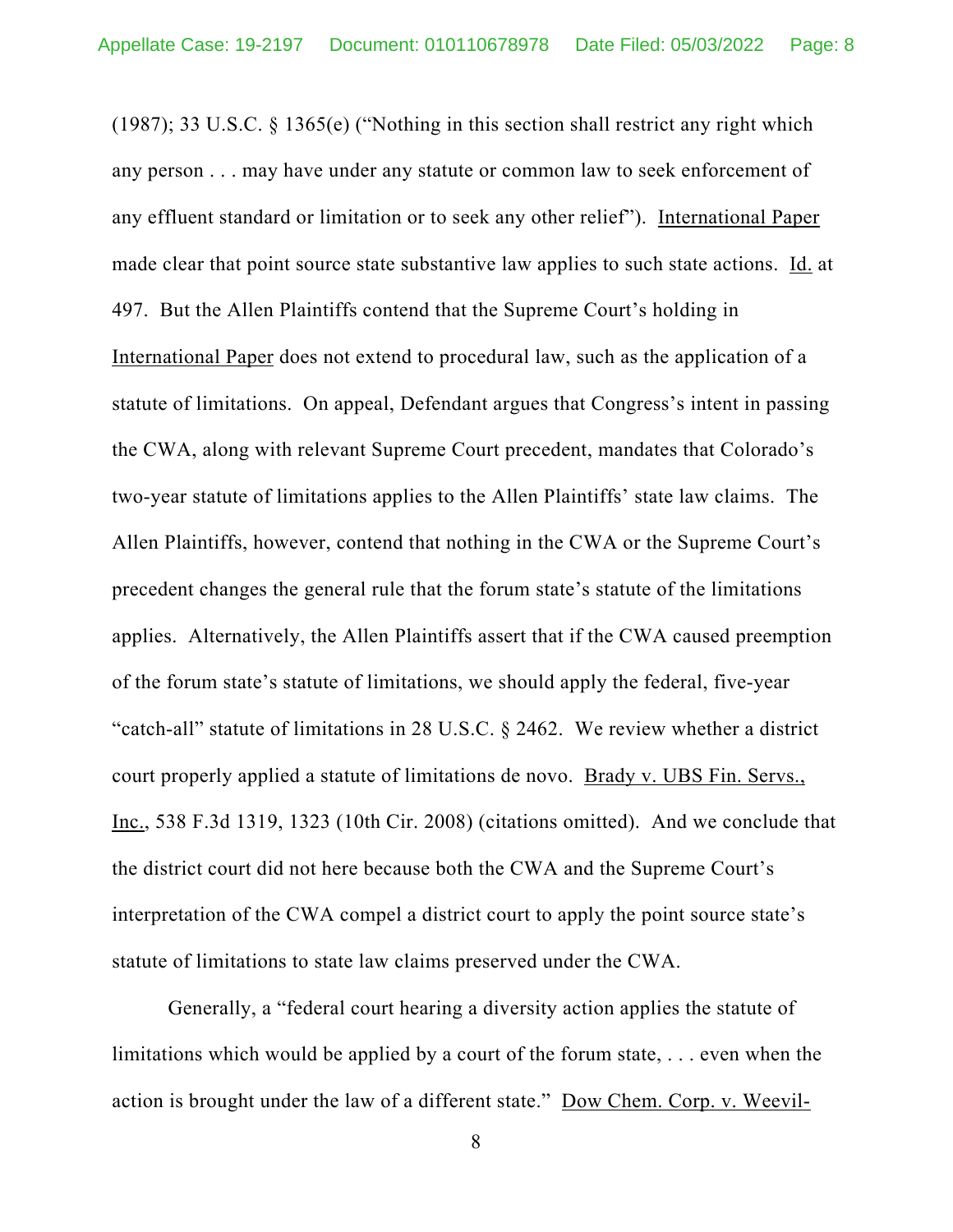(1987); 33 U.S.C. § 1365(e) ("Nothing in this section shall restrict any right which any person . . . may have under any statute or common law to seek enforcement of any effluent standard or limitation or to seek any other relief"). International Paper made clear that point source state substantive law applies to such state actions. Id. at 497. But the Allen Plaintiffs contend that the Supreme Court's holding in International Paper does not extend to procedural law, such as the application of a statute of limitations. On appeal, Defendant argues that Congress's intent in passing the CWA, along with relevant Supreme Court precedent, mandates that Colorado's two-year statute of limitations applies to the Allen Plaintiffs' state law claims. The Allen Plaintiffs, however, contend that nothing in the CWA or the Supreme Court's precedent changes the general rule that the forum state's statute of the limitations applies. Alternatively, the Allen Plaintiffs assert that if the CWA caused preemption of the forum state's statute of limitations, we should apply the federal, five-year "catch-all" statute of limitations in 28 U.S.C. § 2462. We review whether a district court properly applied a statute of limitations de novo. Brady v. UBS Fin. Servs., Inc., 538 F.3d 1319, 1323 (10th Cir. 2008) (citations omitted). And we conclude that the district court did not here because both the CWA and the Supreme Court's interpretation of the CWA compel a district court to apply the point source state's statute of limitations to state law claims preserved under the CWA.

Generally, a "federal court hearing a diversity action applies the statute of limitations which would be applied by a court of the forum state, . . . even when the action is brought under the law of a different state." Dow Chem. Corp. v. Weevil-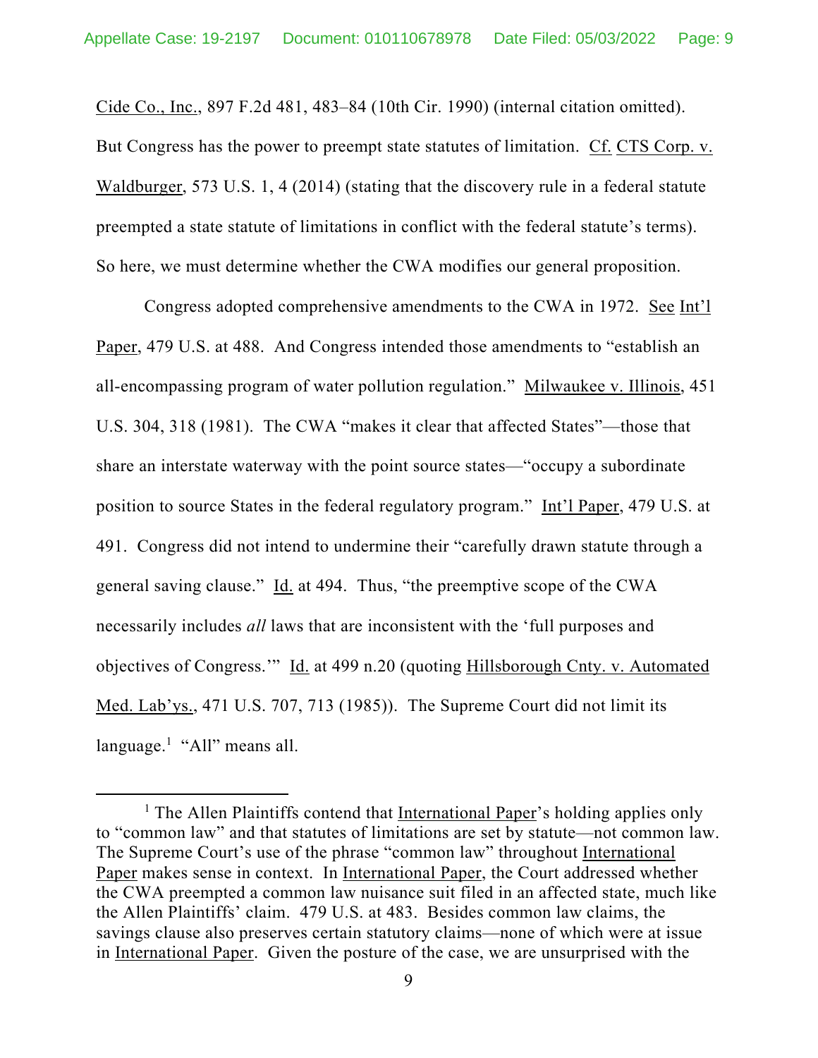Cide Co., Inc., 897 F.2d 481, 483–84 (10th Cir. 1990) (internal citation omitted). But Congress has the power to preempt state statutes of limitation. Cf. CTS Corp. v. Waldburger, 573 U.S. 1, 4 (2014) (stating that the discovery rule in a federal statute preempted a state statute of limitations in conflict with the federal statute's terms). So here, we must determine whether the CWA modifies our general proposition.

Congress adopted comprehensive amendments to the CWA in 1972. See Int'l Paper, 479 U.S. at 488. And Congress intended those amendments to "establish an all-encompassing program of water pollution regulation." Milwaukee v. Illinois, 451 U.S. 304, 318 (1981). The CWA "makes it clear that affected States"—those that share an interstate waterway with the point source states—"occupy a subordinate position to source States in the federal regulatory program." Int'l Paper, 479 U.S. at 491. Congress did not intend to undermine their "carefully drawn statute through a general saving clause." Id. at 494. Thus, "the preemptive scope of the CWA necessarily includes *all* laws that are inconsistent with the 'full purposes and objectives of Congress.'" Id. at 499 n.20 (quoting Hillsborough Cnty. v. Automated Med. Lab'ys., 471 U.S. 707, 713 (1985)). The Supreme Court did not limit its language.[1] "All" means all.

---

[1] The Allen Plaintiffs contend that International Paper's holding applies only to "common law" and that statutes of limitations are set by statute—not common law. The Supreme Court's use of the phrase "common law" throughout International Paper makes sense in context. In International Paper, the Court addressed whether the CWA preempted a common law nuisance suit filed in an affected state, much like the Allen Plaintiffs' claim. 479 U.S. at 483. Besides common law claims, the savings clause also preserves certain statutory claims—none of which were at issue in International Paper. Given the posture of the case, we are unsurprised with the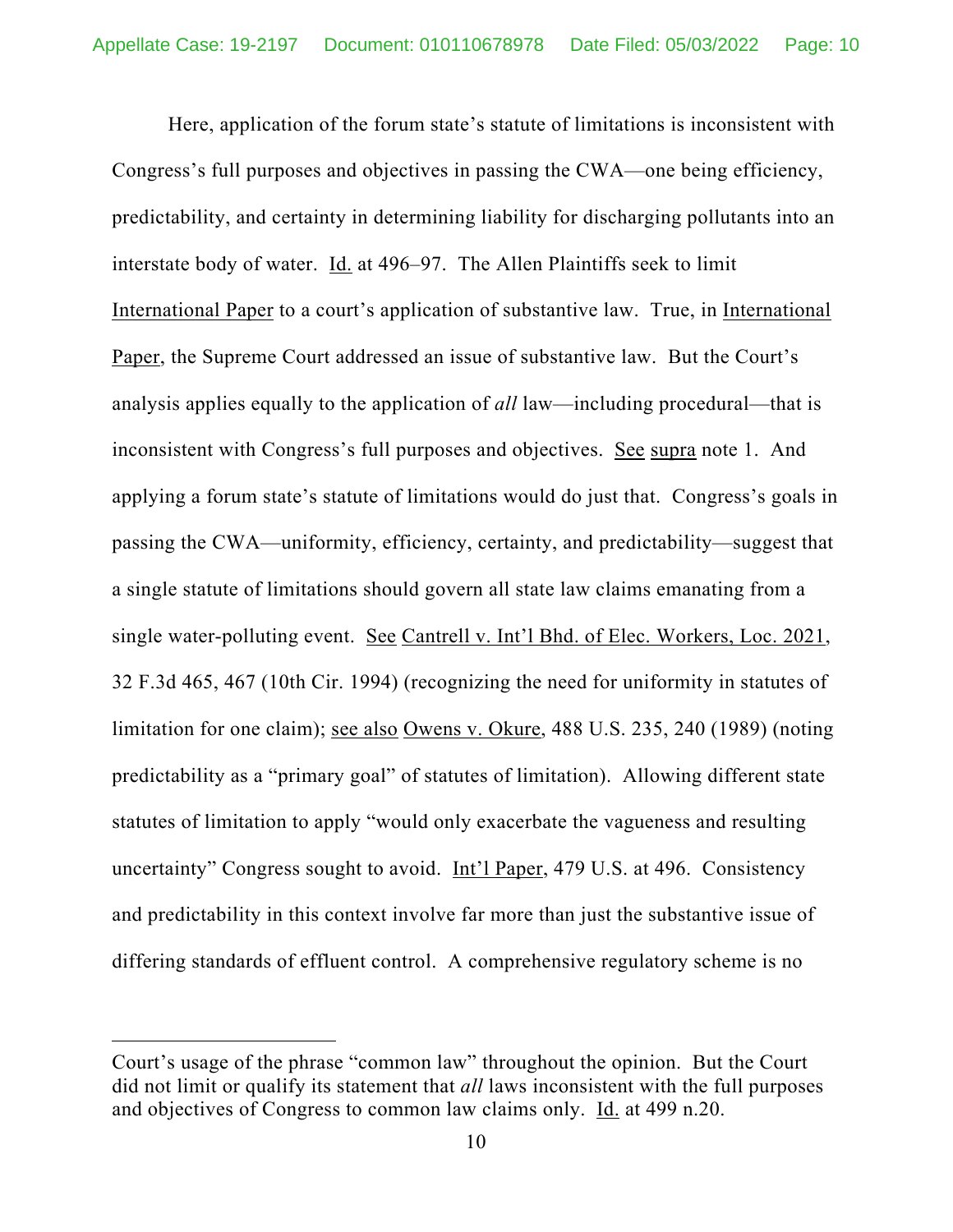Here, application of the forum state's statute of limitations is inconsistent with Congress's full purposes and objectives in passing the CWA—one being efficiency, predictability, and certainty in determining liability for discharging pollutants into an interstate body of water. Id. at 496–97. The Allen Plaintiffs seek to limit International Paper to a court's application of substantive law. True, in International Paper, the Supreme Court addressed an issue of substantive law. But the Court's analysis applies equally to the application of *all* law—including procedural—that is inconsistent with Congress's full purposes and objectives. See supra note 1. And applying a forum state's statute of limitations would do just that. Congress's goals in passing the CWA—uniformity, efficiency, certainty, and predictability—suggest that a single statute of limitations should govern all state law claims emanating from a single water-polluting event. See Cantrell v. Int'l Bhd. of Elec. Workers, Loc. 2021, 32 F.3d 465, 467 (10th Cir. 1994) (recognizing the need for uniformity in statutes of limitation for one claim); see also Owens v. Okure, 488 U.S. 235, 240 (1989) (noting predictability as a "primary goal" of statutes of limitation). Allowing different state statutes of limitation to apply "would only exacerbate the vagueness and resulting uncertainty" Congress sought to avoid. Int'l Paper, 479 U.S. at 496. Consistency and predictability in this context involve far more than just the substantive issue of differing standards of effluent control. A comprehensive regulatory scheme is no

---

Court's usage of the phrase "common law" throughout the opinion. But the Court did not limit or qualify its statement that *all* laws inconsistent with the full purposes and objectives of Congress to common law claims only. Id. at 499 n.20.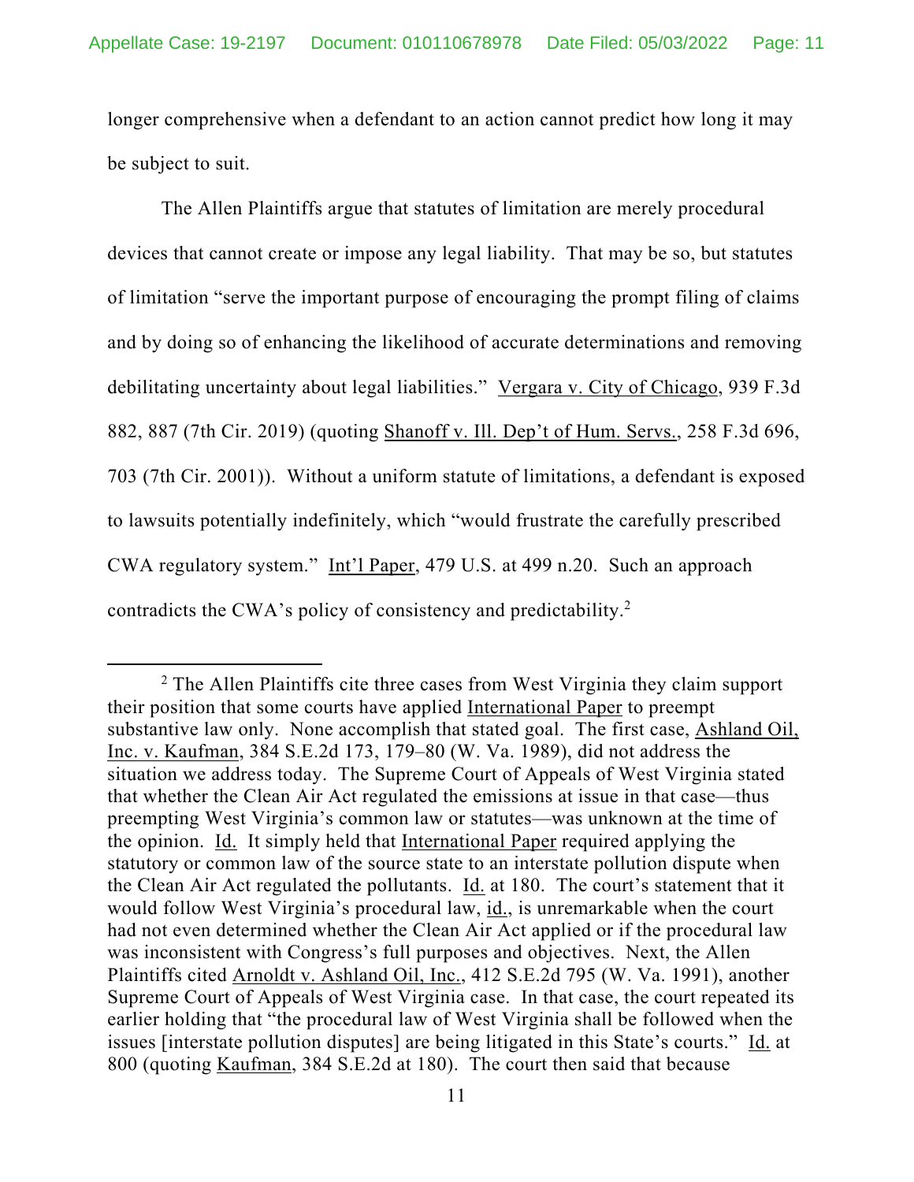longer comprehensive when a defendant to an action cannot predict how long it may be subject to suit.

The Allen Plaintiffs argue that statutes of limitation are merely procedural devices that cannot create or impose any legal liability. That may be so, but statutes of limitation "serve the important purpose of encouraging the prompt filing of claims and by doing so of enhancing the likelihood of accurate determinations and removing debilitating uncertainty about legal liabilities." Vergara v. City of Chicago, 939 F.3d 882, 887 (7th Cir. 2019) (quoting Shanoff v. Ill. Dep't of Hum. Servs., 258 F.3d 696, 703 (7th Cir. 2001)). Without a uniform statute of limitations, a defendant is exposed to lawsuits potentially indefinitely, which "would frustrate the carefully prescribed CWA regulatory system." Int'l Paper, 479 U.S. at 499 n.20. Such an approach contradicts the CWA's policy of consistency and predictability.[2]

---

[2] The Allen Plaintiffs cite three cases from West Virginia they claim support their position that some courts have applied International Paper to preempt substantive law only. None accomplish that stated goal. The first case, Ashland Oil, Inc. v. Kaufman, 384 S.E.2d 173, 179–80 (W. Va. 1989), did not address the situation we address today. The Supreme Court of Appeals of West Virginia stated that whether the Clean Air Act regulated the emissions at issue in that case—thus preempting West Virginia's common law or statutes—was unknown at the time of the opinion. Id. It simply held that International Paper required applying the statutory or common law of the source state to an interstate pollution dispute when the Clean Air Act regulated the pollutants. Id. at 180. The court's statement that it would follow West Virginia's procedural law, id., is unremarkable when the court had not even determined whether the Clean Air Act applied or if the procedural law was inconsistent with Congress's full purposes and objectives. Next, the Allen Plaintiffs cited Arnoldt v. Ashland Oil, Inc., 412 S.E.2d 795 (W. Va. 1991), another Supreme Court of Appeals of West Virginia case. In that case, the court repeated its earlier holding that "the procedural law of West Virginia shall be followed when the issues [interstate pollution disputes] are being litigated in this State's courts." Id. at 800 (quoting Kaufman, 384 S.E.2d at 180). The court then said that because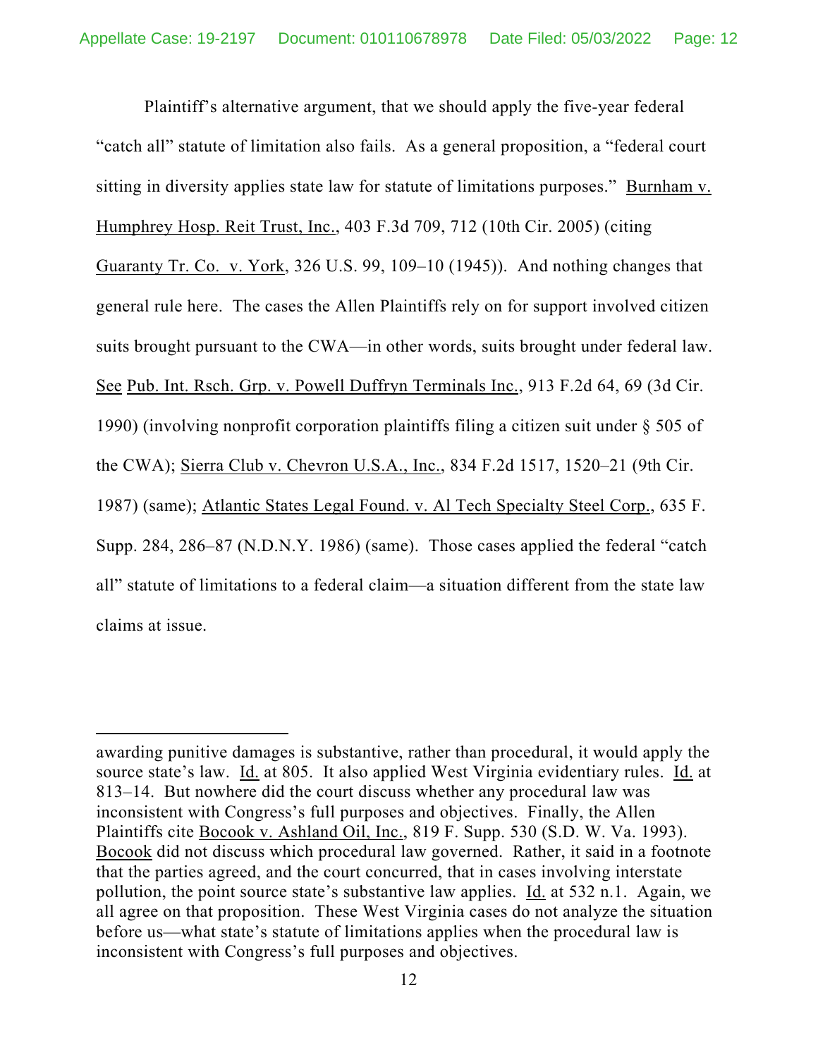Plaintiff's alternative argument, that we should apply the five-year federal "catch all" statute of limitation also fails. As a general proposition, a "federal court sitting in diversity applies state law for statute of limitations purposes." Burnham v. Humphrey Hosp. Reit Trust, Inc., 403 F.3d 709, 712 (10th Cir. 2005) (citing Guaranty Tr. Co. v. York, 326 U.S. 99, 109–10 (1945)). And nothing changes that general rule here. The cases the Allen Plaintiffs rely on for support involved citizen suits brought pursuant to the CWA—in other words, suits brought under federal law. See Pub. Int. Rsch. Grp. v. Powell Duffryn Terminals Inc., 913 F.2d 64, 69 (3d Cir. 1990) (involving nonprofit corporation plaintiffs filing a citizen suit under § 505 of the CWA); Sierra Club v. Chevron U.S.A., Inc., 834 F.2d 1517, 1520–21 (9th Cir. 1987) (same); Atlantic States Legal Found. v. Al Tech Specialty Steel Corp., 635 F. Supp. 284, 286–87 (N.D.N.Y. 1986) (same). Those cases applied the federal "catch all" statute of limitations to a federal claim—a situation different from the state law claims at issue.

---

awarding punitive damages is substantive, rather than procedural, it would apply the source state's law. Id. at 805. It also applied West Virginia evidentiary rules. Id. at 813–14. But nowhere did the court discuss whether any procedural law was inconsistent with Congress's full purposes and objectives. Finally, the Allen Plaintiffs cite Bocook v. Ashland Oil, Inc., 819 F. Supp. 530 (S.D. W. Va. 1993). Bocook did not discuss which procedural law governed. Rather, it said in a footnote that the parties agreed, and the court concurred, that in cases involving interstate pollution, the point source state's substantive law applies. Id. at 532 n.1. Again, we all agree on that proposition. These West Virginia cases do not analyze the situation before us—what state's statute of limitations applies when the procedural law is inconsistent with Congress's full purposes and objectives.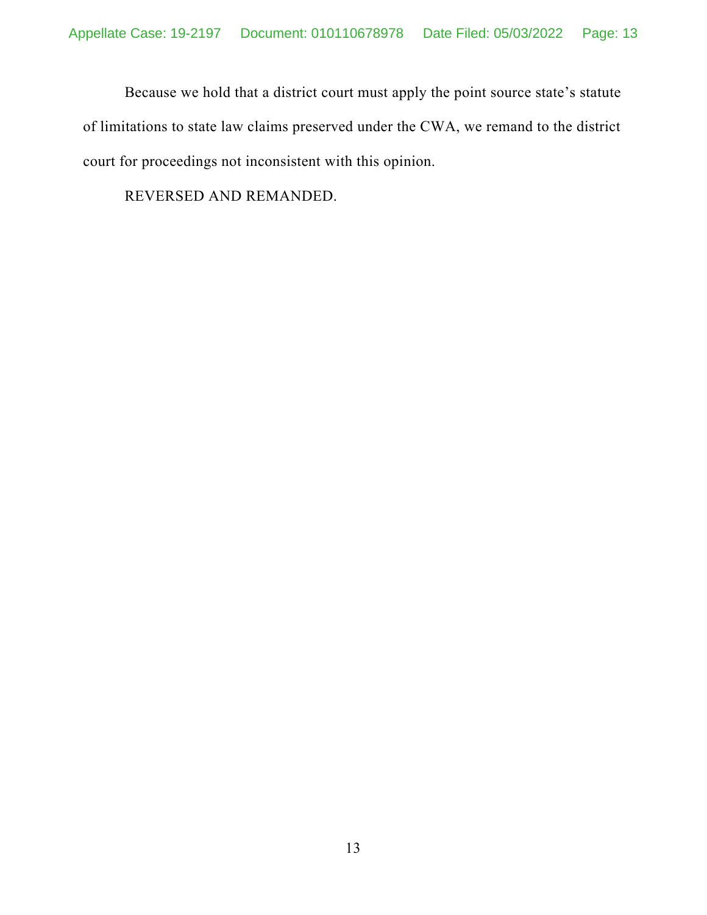Because we hold that a district court must apply the point source state's statute of limitations to state law claims preserved under the CWA, we remand to the district court for proceedings not inconsistent with this opinion.

REVERSED AND REMANDED.